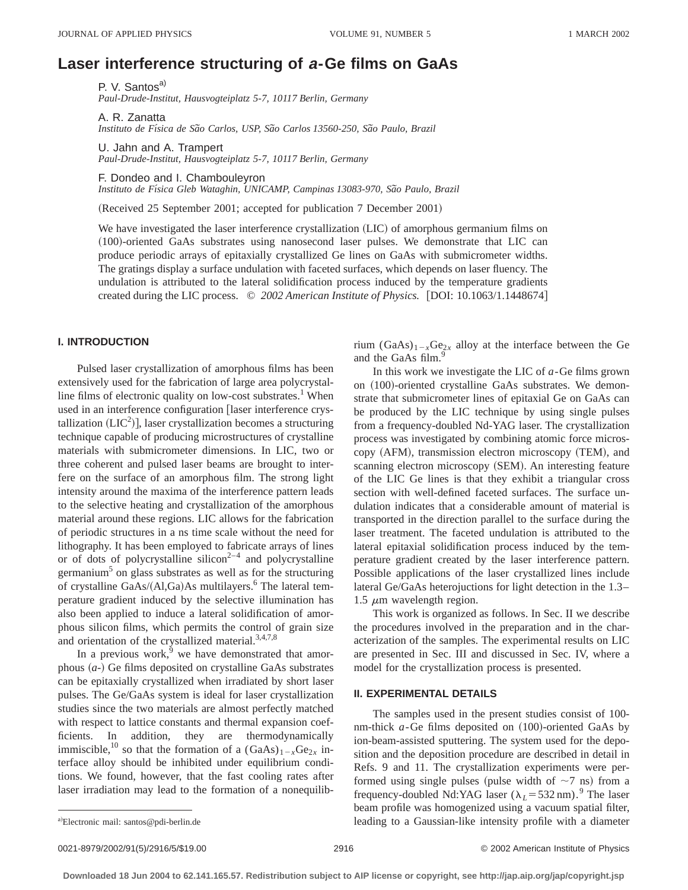# Laser interference structuring of *a*-Ge films on GaAs

P. V. Santos[a)]
*Paul-Drude-Institut, Hausvogteiplatz 5-7, 10117 Berlin, Germany*

A. R. Zanatta
*Instituto de Física de São Carlos, USP, São Carlos 13560-250, São Paulo, Brazil*

U. Jahn and A. Trampert
*Paul-Drude-Institut, Hausvogteiplatz 5-7, 10117 Berlin, Germany*

F. Dondeo and I. Chambouleyron
*Instituto de Física Gleb Wataghin, UNICAMP, Campinas 13083-970, São Paulo, Brazil*

(Received 25 September 2001; accepted for publication 7 December 2001)

We have investigated the laser interference crystallization (LIC) of amorphous germanium films on (100)-oriented GaAs substrates using nanosecond laser pulses. We demonstrate that LIC can produce periodic arrays of epitaxially crystallized Ge lines on GaAs with submicrometer widths. The gratings display a surface undulation with faceted surfaces, which depends on laser fluency. The undulation is attributed to the lateral solidification process induced by the temperature gradients created during the LIC process. © *2002 American Institute of Physics.* [DOI: 10.1063/1.1448674]

## I. INTRODUCTION

Pulsed laser crystallization of amorphous films has been extensively used for the fabrication of large area polycrystalline films of electronic quality on low-cost substrates.[1] When used in an interference configuration [laser interference crystallization ($LIC^2$)], laser crystallization becomes a structuring technique capable of producing microstructures of crystalline materials with submicrometer dimensions. In LIC, two or three coherent and pulsed laser beams are brought to interfere on the surface of an amorphous film. The strong light intensity around the maxima of the interference pattern leads to the selective heating and crystallization of the amorphous material around these regions. LIC allows for the fabrication of periodic structures in a ns time scale without the need for lithography. It has been employed to fabricate arrays of lines or of dots of polycrystalline silicon[2–4] and polycrystalline germanium[5] on glass substrates as well as for the structuring of crystalline GaAs/(Al,Ga)As multilayers.[6] The lateral temperature gradient induced by the selective illumination has also been applied to induce a lateral solidification of amorphous silicon films, which permits the control of grain size and orientation of the crystallized material.[3,4,7,8]

In a previous work,[9] we have demonstrated that amorphous (*a*-) Ge films deposited on crystalline GaAs substrates can be epitaxially crystallized when irradiated by short laser pulses. The Ge/GaAs system is ideal for laser crystallization studies since the two materials are almost perfectly matched with respect to lattice constants and thermal expansion coefficients. In addition, they are thermodynamically immiscible,[10] so that the formation of a $(GaAs)_{1-x}Ge_{2x}$ interface alloy should be inhibited under equilibrium conditions. We found, however, that the fast cooling rates after laser irradiation may lead to the formation of a nonequilibrium $(GaAs)_{1-x}Ge_{2x}$ alloy at the interface between the Ge and the GaAs film.[9]

In this work we investigate the LIC of *a*-Ge films grown on (100)-oriented crystalline GaAs substrates. We demonstrate that submicrometer lines of epitaxial Ge on GaAs can be produced by the LIC technique by using single pulses from a frequency-doubled Nd-YAG laser. The crystallization process was investigated by combining atomic force microscopy (AFM), transmission electron microscopy (TEM), and scanning electron microscopy (SEM). An interesting feature of the LIC Ge lines is that they exhibit a triangular cross section with well-defined faceted surfaces. The surface undulation indicates that a considerable amount of material is transported in the direction parallel to the surface during the laser treatment. The faceted undulation is attributed to the lateral epitaxial solidification process induced by the temperature gradient created by the laser interference pattern. Possible applications of the laser crystallized lines include lateral Ge/GaAs heterojuctions for light detection in the 1.3–1.5 μm wavelength region.

This work is organized as follows. In Sec. II we describe the procedures involved in the preparation and in the characterization of the samples. The experimental results on LIC are presented in Sec. III and discussed in Sec. IV, where a model for the crystallization process is presented.

## II. EXPERIMENTAL DETAILS

The samples used in the present studies consist of 100-nm-thick *a*-Ge films deposited on (100)-oriented GaAs by ion-beam-assisted sputtering. The system used for the deposition and the deposition procedure are described in detail in Refs. 9 and 11. The crystallization experiments were performed using single pulses (pulse width of ~7 ns) from a frequency-doubled Nd:YAG laser ($\lambda_L = 532$ nm).[9] The laser beam profile was homogenized using a vacuum spatial filter, leading to a Gaussian-like intensity profile with a diameter

[a)]Electronic mail: santos@pdi-berlin.de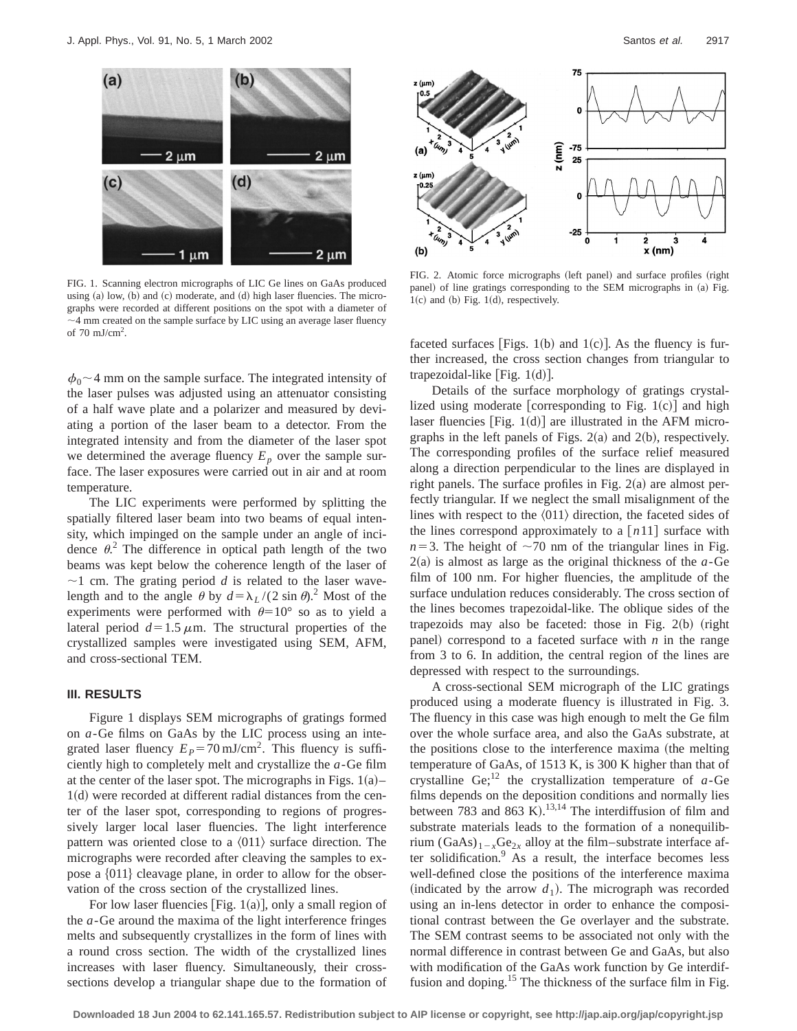FIG. 1. Scanning electron micrographs of LIC Ge lines on GaAs produced using (a) low, (b) and (c) moderate, and (d) high laser fluencies. The micrographs were recorded at different positions on the spot with a diameter of ~4 mm created on the sample surface by LIC using an average laser fluency of 70 mJ/cm$^2$.

FIG. 2. Atomic force micrographs (left panel) and surface profiles (right panel) of line gratings corresponding to the SEM micrographs in (a) Fig. 1(c) and (b) Fig. 1(d), respectively.

$\phi_0 \sim 4$ mm on the sample surface. The integrated intensity of the laser pulses was adjusted using an attenuator consisting of a half wave plate and a polarizer and measured by deviating a portion of the laser beam to a detector. From the integrated intensity and from the diameter of the laser spot we determined the average fluency $E_p$ over the sample surface. The laser exposures were carried out in air and at room temperature.

The LIC experiments were performed by splitting the spatially filtered laser beam into two beams of equal intensity, which impinged on the sample under an angle of incidence $\theta$.[2] The difference in optical path length of the two beams was kept below the coherence length of the laser of ~1 cm. The grating period $d$ is related to the laser wavelength and to the angle $\theta$ by $d=\lambda_L/(2\sin\theta)$.[2] Most of the experiments were performed with $\theta=10°$ so as to yield a lateral period $d=1.5\,\mu$m. The structural properties of the crystallized samples were investigated using SEM, AFM, and cross-sectional TEM.

## III. RESULTS

Figure 1 displays SEM micrographs of gratings formed on *a*-Ge films on GaAs by the LIC process using an integrated laser fluency $E_P=70\,\mathrm{mJ/cm}^2$. This fluency is sufficiently high to completely melt and crystallize the *a*-Ge film at the center of the laser spot. The micrographs in Figs. 1(a)–1(d) were recorded at different radial distances from the center of the laser spot, corresponding to regions of progressively larger local laser fluencies. The light interference pattern was oriented close to a ⟨011⟩ surface direction. The micrographs were recorded after cleaving the samples to expose a {011} cleavage plane, in order to allow for the observation of the cross section of the crystallized lines.

For low laser fluencies [Fig. 1(a)], only a small region of the *a*-Ge around the maxima of the light interference fringes melts and subsequently crystallizes in the form of lines with a round cross section. The width of the crystallized lines increases with laser fluency. Simultaneously, their cross-sections develop a triangular shape due to the formation of faceted surfaces [Figs. 1(b) and 1(c)]. As the fluency is further increased, the cross section changes from triangular to trapezoidal-like [Fig. 1(d)].

Details of the surface morphology of gratings crystallized using moderate [corresponding to Fig. 1(c)] and high laser fluencies [Fig. 1(d)] are illustrated in the AFM micrographs in the left panels of Figs. 2(a) and 2(b), respectively. The corresponding profiles of the surface relief measured along a direction perpendicular to the lines are displayed in right panels. The surface profiles in Fig. 2(a) are almost perfectly triangular. If we neglect the small misalignment of the lines with respect to the ⟨011⟩ direction, the faceted sides of the lines correspond approximately to a [$n$11] surface with $n=3$. The height of ~70 nm of the triangular lines in Fig. 2(a) is almost as large as the original thickness of the *a*-Ge film of 100 nm. For higher fluencies, the amplitude of the surface undulation reduces considerably. The cross section of the lines becomes trapezoidal-like. The oblique sides of the trapezoids may also be faceted: those in Fig. 2(b) (right panel) correspond to a faceted surface with $n$ in the range from 3 to 6. In addition, the central region of the lines are depressed with respect to the surroundings.

A cross-sectional SEM micrograph of the LIC gratings produced using a moderate fluency is illustrated in Fig. 3. The fluency in this case was high enough to melt the Ge film over the whole surface area, and also the GaAs substrate, at the positions close to the interference maxima (the melting temperature of GaAs, of 1513 K, is 300 K higher than that of crystalline Ge;[12] the crystallization temperature of *a*-Ge films depends on the deposition conditions and normally lies between 783 and 863 K).[13,14] The interdiffusion of film and substrate materials leads to the formation of a nonequilibrium $(\mathrm{GaAs})_{1-x}\mathrm{Ge}_{2x}$ alloy at the film–substrate interface after solidification.[9] As a result, the interface becomes less well-defined close the positions of the interference maxima (indicated by the arrow $d_1$). The micrograph was recorded using an in-lens detector in order to enhance the compositional contrast between the Ge overlayer and the substrate. The SEM contrast seems to be associated not only with the normal difference in contrast between Ge and GaAs, but also with modification of the GaAs work function by Ge interdiffusion and doping.[15] The thickness of the surface film in Fig.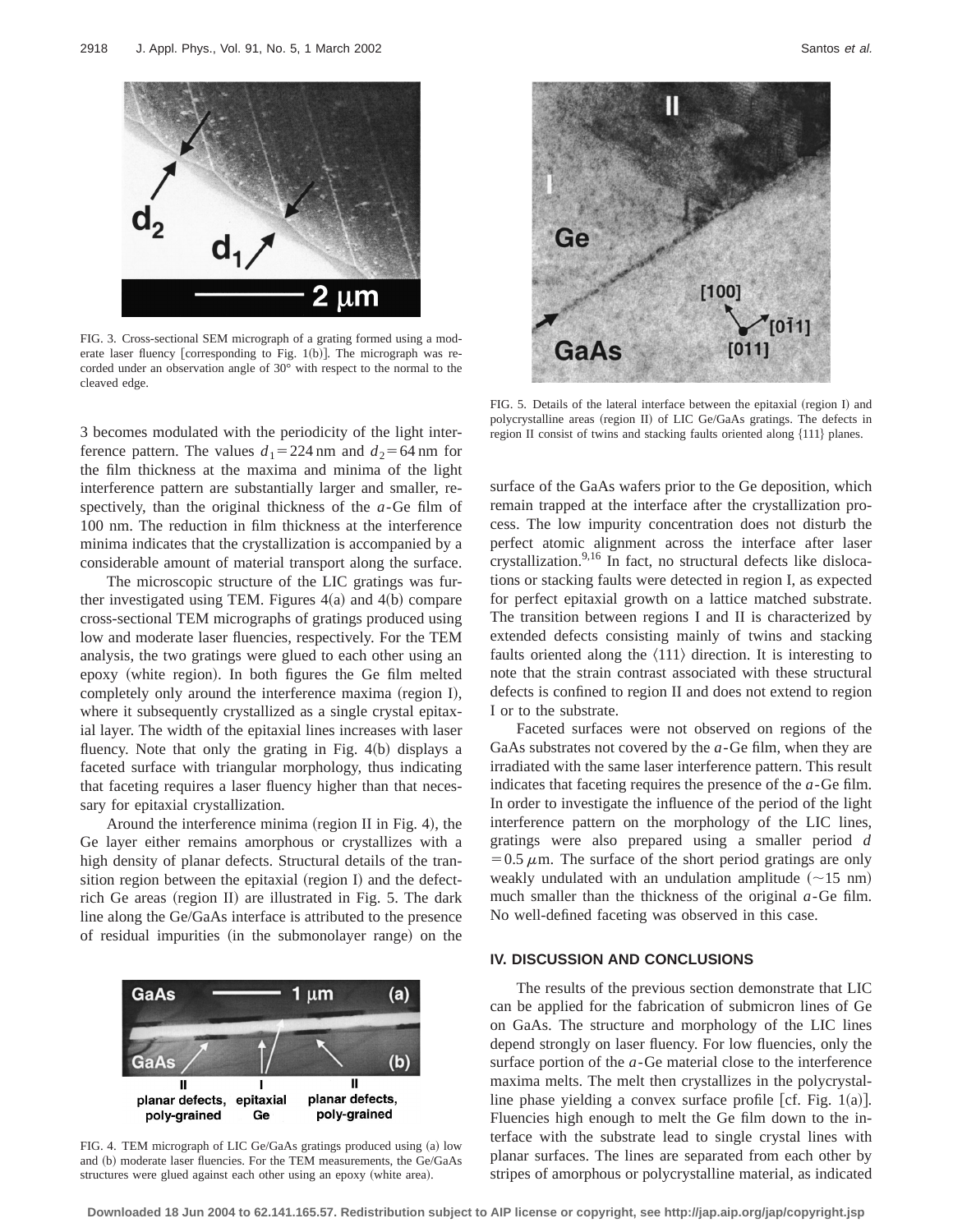FIG. 3. Cross-sectional SEM micrograph of a grating formed using a moderate laser fluency [corresponding to Fig. 1(b)]. The micrograph was recorded under an observation angle of 30° with respect to the normal to the cleaved edge.

3 becomes modulated with the periodicity of the light interference pattern. The values $d_1 = 224$ nm and $d_2 = 64$ nm for the film thickness at the maxima and minima of the light interference pattern are substantially larger and smaller, respectively, than the original thickness of the *a*-Ge film of 100 nm. The reduction in film thickness at the interference minima indicates that the crystallization is accompanied by a considerable amount of material transport along the surface.

The microscopic structure of the LIC gratings was further investigated using TEM. Figures 4(a) and 4(b) compare cross-sectional TEM micrographs of gratings produced using low and moderate laser fluencies, respectively. For the TEM analysis, the two gratings were glued to each other using an epoxy (white region). In both figures the Ge film melted completely only around the interference maxima (region I), where it subsequently crystallized as a single crystal epitaxial layer. The width of the epitaxial lines increases with laser fluency. Note that only the grating in Fig. 4(b) displays a faceted surface with triangular morphology, thus indicating that faceting requires a laser fluency higher than that necessary for epitaxial crystallization.

Around the interference minima (region II in Fig. 4), the Ge layer either remains amorphous or crystallizes with a high density of planar defects. Structural details of the transition region between the epitaxial (region I) and the defect-rich Ge areas (region II) are illustrated in Fig. 5. The dark line along the Ge/GaAs interface is attributed to the presence of residual impurities (in the submonolayer range) on the surface of the GaAs wafers prior to the Ge deposition, which remain trapped at the interface after the crystallization process. The low impurity concentration does not disturb the perfect atomic alignment across the interface after laser crystallization.[9,16] In fact, no structural defects like dislocations or stacking faults were detected in region I, as expected for perfect epitaxial growth on a lattice matched substrate. The transition between regions I and II is characterized by extended defects consisting mainly of twins and stacking faults oriented along the ⟨111⟩ direction. It is interesting to note that the strain contrast associated with these structural defects is confined to region II and does not extend to region I or to the substrate.

FIG. 4. TEM micrograph of LIC Ge/GaAs gratings produced using (a) low and (b) moderate laser fluencies. For the TEM measurements, the Ge/GaAs structures were glued against each other using an epoxy (white area).

FIG. 5. Details of the lateral interface between the epitaxial (region I) and polycrystalline areas (region II) of LIC Ge/GaAs gratings. The defects in region II consist of twins and stacking faults oriented along {111} planes.

Faceted surfaces were not observed on regions of the GaAs substrates not covered by the *a*-Ge film, when they are irradiated with the same laser interference pattern. This result indicates that faceting requires the presence of the *a*-Ge film. In order to investigate the influence of the period of the light interference pattern on the morphology of the LIC lines, gratings were also prepared using a smaller period $d = 0.5\,\mu$m. The surface of the short period gratings are only weakly undulated with an undulation amplitude (~15 nm) much smaller than the thickness of the original *a*-Ge film. No well-defined faceting was observed in this case.

## IV. DISCUSSION AND CONCLUSIONS

The results of the previous section demonstrate that LIC can be applied for the fabrication of submicron lines of Ge on GaAs. The structure and morphology of the LIC lines depend strongly on laser fluency. For low fluencies, only the surface portion of the *a*-Ge material close to the interference maxima melts. The melt then crystallizes in the polycrystalline phase yielding a convex surface profile [cf. Fig. 1(a)]. Fluencies high enough to melt the Ge film down to the interface with the substrate lead to single crystal lines with planar surfaces. The lines are separated from each other by stripes of amorphous or polycrystalline material, as indicated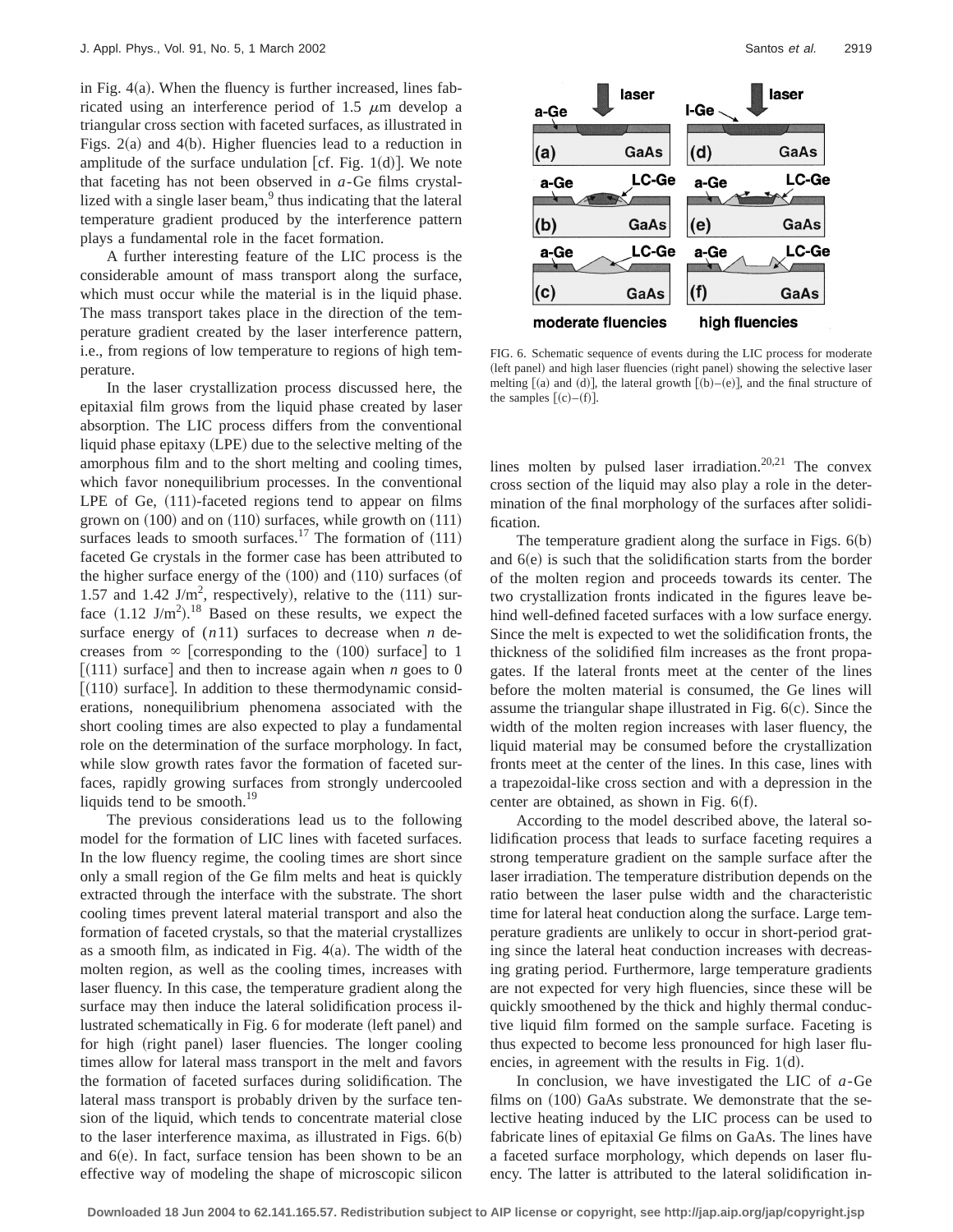in Fig. 4(a). When the fluency is further increased, lines fabricated using an interference period of 1.5 $\mu$m develop a triangular cross section with faceted surfaces, as illustrated in Figs. 2(a) and 4(b). Higher fluencies lead to a reduction in amplitude of the surface undulation [cf. Fig. 1(d)]. We note that faceting has not been observed in *a*-Ge films crystallized with a single laser beam,[9] thus indicating that the lateral temperature gradient produced by the interference pattern plays a fundamental role in the facet formation.

A further interesting feature of the LIC process is the considerable amount of mass transport along the surface, which must occur while the material is in the liquid phase. The mass transport takes place in the direction of the temperature gradient created by the laser interference pattern, i.e., from regions of low temperature to regions of high temperature.

In the laser crystallization process discussed here, the epitaxial film grows from the liquid phase created by laser absorption. The LIC process differs from the conventional liquid phase epitaxy (LPE) due to the selective melting of the amorphous film and to the short melting and cooling times, which favor nonequilibrium processes. In the conventional LPE of Ge, (111)-faceted regions tend to appear on films grown on (100) and on (110) surfaces, while growth on (111) surfaces leads to smooth surfaces.[17] The formation of (111) faceted Ge crystals in the former case has been attributed to the higher surface energy of the (100) and (110) surfaces (of 1.57 and 1.42 J/m$^2$, respectively), relative to the (111) surface (1.12 J/m$^2$).[18] Based on these results, we expect the surface energy of ($n$11) surfaces to decrease when $n$ decreases from $\infty$ [corresponding to the (100) surface] to 1 [(111) surface] and then to increase again when $n$ goes to 0 [(110) surface]. In addition to these thermodynamic considerations, nonequilibrium phenomena associated with the short cooling times are also expected to play a fundamental role on the determination of the surface morphology. In fact, while slow growth rates favor the formation of faceted surfaces, rapidly growing surfaces from strongly undercooled liquids tend to be smooth.[19]

The previous considerations lead us to the following model for the formation of LIC lines with faceted surfaces. In the low fluency regime, the cooling times are short since only a small region of the Ge film melts and heat is quickly extracted through the interface with the substrate. The short cooling times prevent lateral material transport and also the formation of faceted crystals, so that the material crystallizes as a smooth film, as indicated in Fig. 4(a). The width of the molten region, as well as the cooling times, increases with laser fluency. In this case, the temperature gradient along the surface may then induce the lateral solidification process illustrated schematically in Fig. 6 for moderate (left panel) and for high (right panel) laser fluencies. The longer cooling times allow for lateral mass transport in the melt and favors the formation of faceted surfaces during solidification. The lateral mass transport is probably driven by the surface tension of the liquid, which tends to concentrate material close to the laser interference maxima, as illustrated in Figs. 6(b) and 6(e). In fact, surface tension has been shown to be an effective way of modeling the shape of microscopic silicon lines molten by pulsed laser irradiation.[20,21] The convex cross section of the liquid may also play a role in the determination of the final morphology of the surfaces after solidification.

FIG. 6. Schematic sequence of events during the LIC process for moderate (left panel) and high laser fluencies (right panel) showing the selective laser melting [(a) and (d)], the lateral growth [(b)–(e)], and the final structure of the samples [(c)–(f)].

The temperature gradient along the surface in Figs. 6(b) and 6(e) is such that the solidification starts from the border of the molten region and proceeds towards its center. The two crystallization fronts indicated in the figures leave behind well-defined faceted surfaces with a low surface energy. Since the melt is expected to wet the solidification fronts, the thickness of the solidified film increases as the front propagates. If the lateral fronts meet at the center of the lines before the molten material is consumed, the Ge lines will assume the triangular shape illustrated in Fig. 6(c). Since the width of the molten region increases with laser fluency, the liquid material may be consumed before the crystallization fronts meet at the center of the lines. In this case, lines with a trapezoidal-like cross section and with a depression in the center are obtained, as shown in Fig. 6(f).

According to the model described above, the lateral solidification process that leads to surface faceting requires a strong temperature gradient on the sample surface after the laser irradiation. The temperature distribution depends on the ratio between the laser pulse width and the characteristic time for lateral heat conduction along the surface. Large temperature gradients are unlikely to occur in short-period grating since the lateral heat conduction increases with decreasing grating period. Furthermore, large temperature gradients are not expected for very high fluencies, since these will be quickly smoothened by the thick and highly thermal conductive liquid film formed on the sample surface. Faceting is thus expected to become less pronounced for high laser fluencies, in agreement with the results in Fig. 1(d).

In conclusion, we have investigated the LIC of *a*-Ge films on (100) GaAs substrate. We demonstrate that the selective heating induced by the LIC process can be used to fabricate lines of epitaxial Ge films on GaAs. The lines have a faceted surface morphology, which depends on laser fluency. The latter is attributed to the lateral solidification in-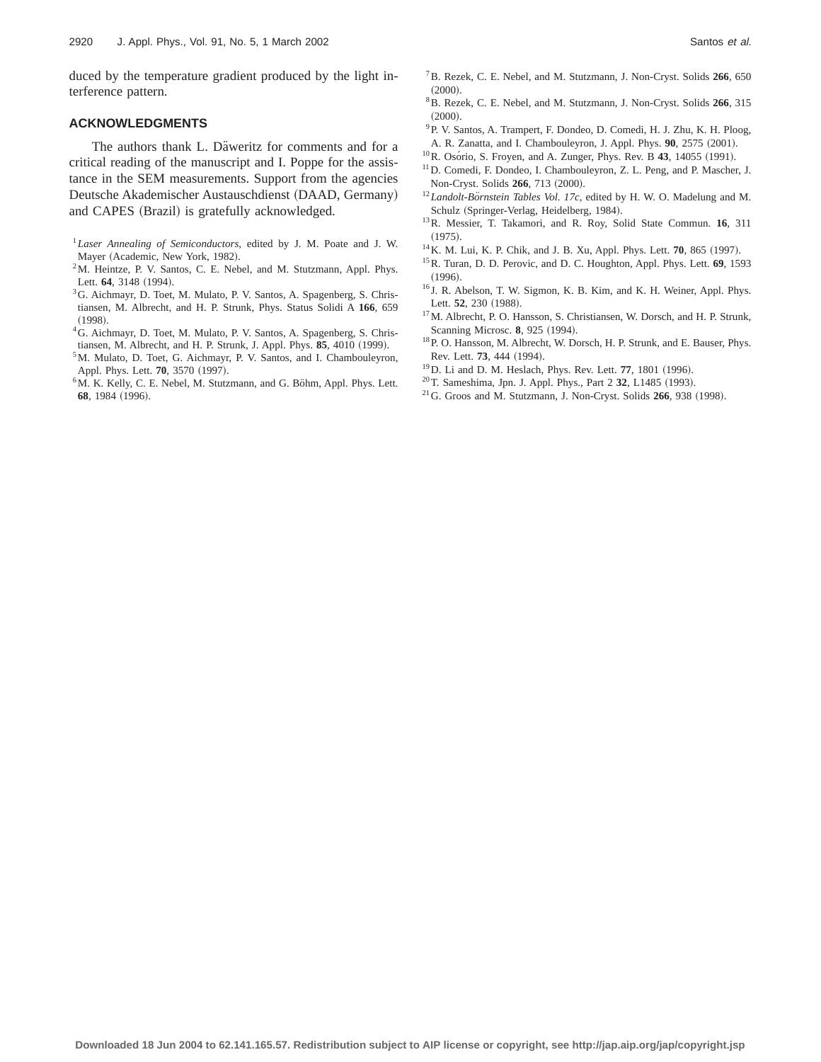duced by the temperature gradient produced by the light interference pattern.

## ACKNOWLEDGMENTS

The authors thank L. Däweritz for comments and for a critical reading of the manuscript and I. Poppe for the assistance in the SEM measurements. Support from the agencies Deutsche Akademischer Austauschdienst (DAAD, Germany) and CAPES (Brazil) is gratefully acknowledged.

[1] *Laser Annealing of Semiconductors*, edited by J. M. Poate and J. W. Mayer (Academic, New York, 1982).
[2] M. Heintze, P. V. Santos, C. E. Nebel, and M. Stutzmann, Appl. Phys. Lett. **64**, 3148 (1994).
[3] G. Aichmayr, D. Toet, M. Mulato, P. V. Santos, A. Spagenberg, S. Christiansen, M. Albrecht, and H. P. Strunk, Phys. Status Solidi A **166**, 659 (1998).
[4] G. Aichmayr, D. Toet, M. Mulato, P. V. Santos, A. Spagenberg, S. Christiansen, M. Albrecht, and H. P. Strunk, J. Appl. Phys. **85**, 4010 (1999).
[5] M. Mulato, D. Toet, G. Aichmayr, P. V. Santos, and I. Chambouleyron, Appl. Phys. Lett. **70**, 3570 (1997).
[6] M. K. Kelly, C. E. Nebel, M. Stutzmann, and G. Böhm, Appl. Phys. Lett. **68**, 1984 (1996).
[7] B. Rezek, C. E. Nebel, and M. Stutzmann, J. Non-Cryst. Solids **266**, 650 (2000).
[8] B. Rezek, C. E. Nebel, and M. Stutzmann, J. Non-Cryst. Solids **266**, 315 (2000).
[9] P. V. Santos, A. Trampert, F. Dondeo, D. Comedi, H. J. Zhu, K. H. Ploog, A. R. Zanatta, and I. Chambouleyron, J. Appl. Phys. **90**, 2575 (2001).
[10] R. Osório, S. Froyen, and A. Zunger, Phys. Rev. B **43**, 14055 (1991).
[11] D. Comedi, F. Dondeo, I. Chambouleyron, Z. L. Peng, and P. Mascher, J. Non-Cryst. Solids **266**, 713 (2000).
[12] *Landolt-Börnstein Tables Vol. 17c*, edited by H. W. O. Madelung and M. Schulz (Springer-Verlag, Heidelberg, 1984).
[13] R. Messier, T. Takamori, and R. Roy, Solid State Commun. **16**, 311 (1975).
[14] K. M. Lui, K. P. Chik, and J. B. Xu, Appl. Phys. Lett. **70**, 865 (1997).
[15] R. Turan, D. D. Perovic, and D. C. Houghton, Appl. Phys. Lett. **69**, 1593 (1996).
[16] J. R. Abelson, T. W. Sigmon, K. B. Kim, and K. H. Weiner, Appl. Phys. Lett. **52**, 230 (1988).
[17] M. Albrecht, P. O. Hansson, S. Christiansen, W. Dorsch, and H. P. Strunk, Scanning Microsc. **8**, 925 (1994).
[18] P. O. Hansson, M. Albrecht, W. Dorsch, H. P. Strunk, and E. Bauser, Phys. Rev. Lett. **73**, 444 (1994).
[19] D. Li and D. M. Heslach, Phys. Rev. Lett. **77**, 1801 (1996).
[20] T. Sameshima, Jpn. J. Appl. Phys., Part 2 **32**, L1485 (1993).
[21] G. Groos and M. Stutzmann, J. Non-Cryst. Solids **266**, 938 (1998).